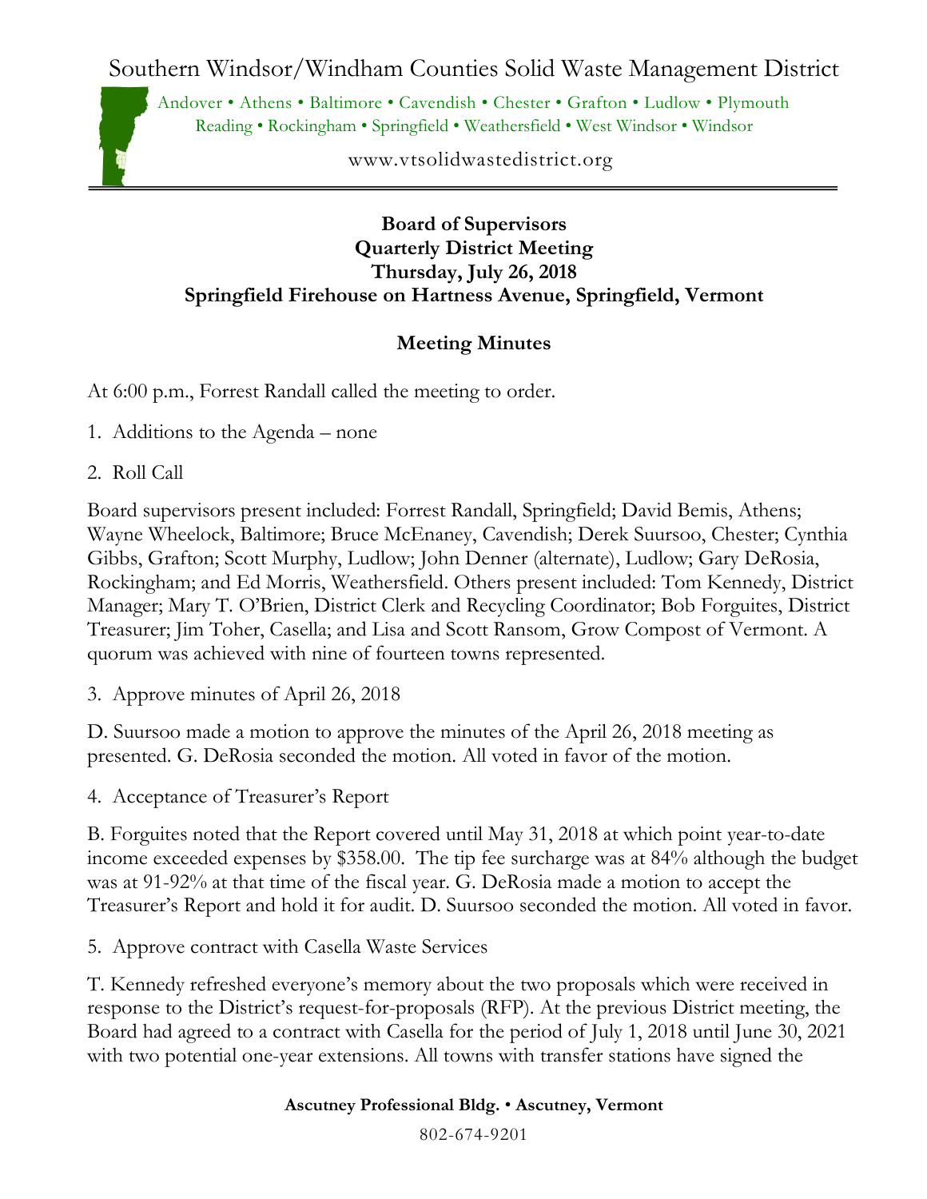# Southern Windsor/Windham Counties Solid Waste Management District

Andover • Athens • Baltimore • Cavendish • Chester • Grafton • Ludlow • Plymouth
Reading • Rockingham • Springfield • Weathersfield • West Windsor • Windsor

www.vtsolidwastedistrict.org

**Board of Supervisors**
**Quarterly District Meeting**
**Thursday, July 26, 2018**
**Springfield Firehouse on Hartness Avenue, Springfield, Vermont**

**Meeting Minutes**

At 6:00 p.m., Forrest Randall called the meeting to order.

1. Additions to the Agenda – none

2. Roll Call

Board supervisors present included: Forrest Randall, Springfield; David Bemis, Athens; Wayne Wheelock, Baltimore; Bruce McEnaney, Cavendish; Derek Suursoo, Chester; Cynthia Gibbs, Grafton; Scott Murphy, Ludlow; John Denner (alternate), Ludlow; Gary DeRosia, Rockingham; and Ed Morris, Weathersfield. Others present included: Tom Kennedy, District Manager; Mary T. O'Brien, District Clerk and Recycling Coordinator; Bob Forguites, District Treasurer; Jim Toher, Casella; and Lisa and Scott Ransom, Grow Compost of Vermont. A quorum was achieved with nine of fourteen towns represented.

3. Approve minutes of April 26, 2018

D. Suursoo made a motion to approve the minutes of the April 26, 2018 meeting as presented. G. DeRosia seconded the motion. All voted in favor of the motion.

4. Acceptance of Treasurer's Report

B. Forguites noted that the Report covered until May 31, 2018 at which point year-to-date income exceeded expenses by $358.00. The tip fee surcharge was at 84% although the budget was at 91-92% at that time of the fiscal year. G. DeRosia made a motion to accept the Treasurer's Report and hold it for audit. D. Suursoo seconded the motion. All voted in favor.

5. Approve contract with Casella Waste Services

T. Kennedy refreshed everyone's memory about the two proposals which were received in response to the District's request-for-proposals (RFP). At the previous District meeting, the Board had agreed to a contract with Casella for the period of July 1, 2018 until June 30, 2021 with two potential one-year extensions. All towns with transfer stations have signed the

**Ascutney Professional Bldg. • Ascutney, Vermont**

802-674-9201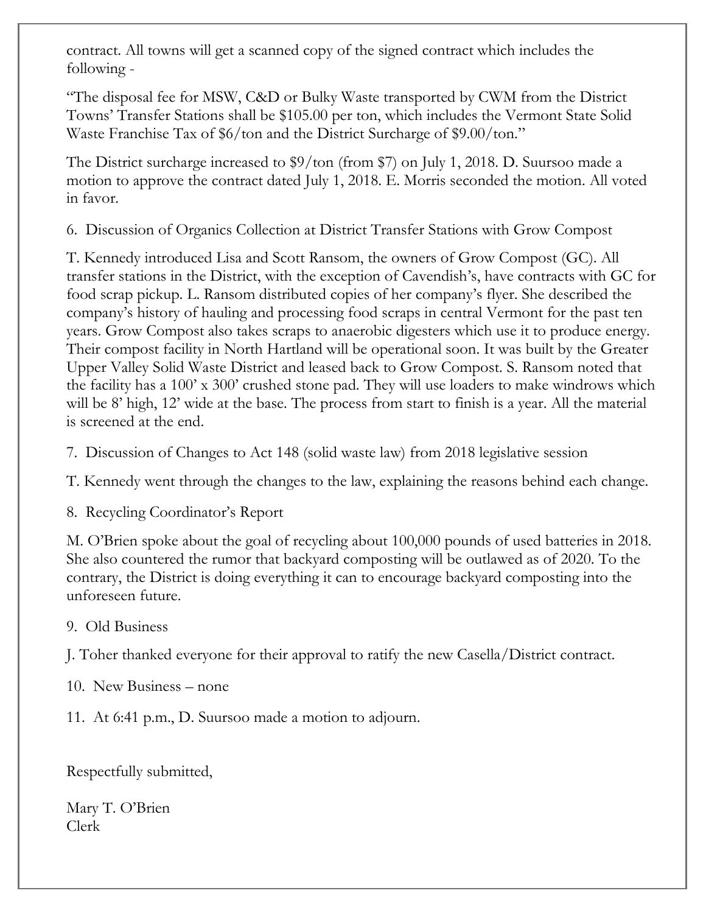contract. All towns will get a scanned copy of the signed contract which includes the following -

"The disposal fee for MSW, C&D or Bulky Waste transported by CWM from the District Towns' Transfer Stations shall be $105.00 per ton, which includes the Vermont State Solid Waste Franchise Tax of $6/ton and the District Surcharge of $9.00/ton."

The District surcharge increased to $9/ton (from $7) on July 1, 2018. D. Suursoo made a motion to approve the contract dated July 1, 2018. E. Morris seconded the motion. All voted in favor.

6. Discussion of Organics Collection at District Transfer Stations with Grow Compost

T. Kennedy introduced Lisa and Scott Ransom, the owners of Grow Compost (GC). All transfer stations in the District, with the exception of Cavendish's, have contracts with GC for food scrap pickup. L. Ransom distributed copies of her company's flyer. She described the company's history of hauling and processing food scraps in central Vermont for the past ten years. Grow Compost also takes scraps to anaerobic digesters which use it to produce energy. Their compost facility in North Hartland will be operational soon. It was built by the Greater Upper Valley Solid Waste District and leased back to Grow Compost. S. Ransom noted that the facility has a 100' x 300' crushed stone pad. They will use loaders to make windrows which will be 8' high, 12' wide at the base. The process from start to finish is a year. All the material is screened at the end.

7. Discussion of Changes to Act 148 (solid waste law) from 2018 legislative session

T. Kennedy went through the changes to the law, explaining the reasons behind each change.

8. Recycling Coordinator's Report

M. O'Brien spoke about the goal of recycling about 100,000 pounds of used batteries in 2018. She also countered the rumor that backyard composting will be outlawed as of 2020. To the contrary, the District is doing everything it can to encourage backyard composting into the unforeseen future.

9. Old Business

J. Toher thanked everyone for their approval to ratify the new Casella/District contract.

10. New Business – none

11. At 6:41 p.m., D. Suursoo made a motion to adjourn.

Respectfully submitted,

Mary T. O'Brien
Clerk